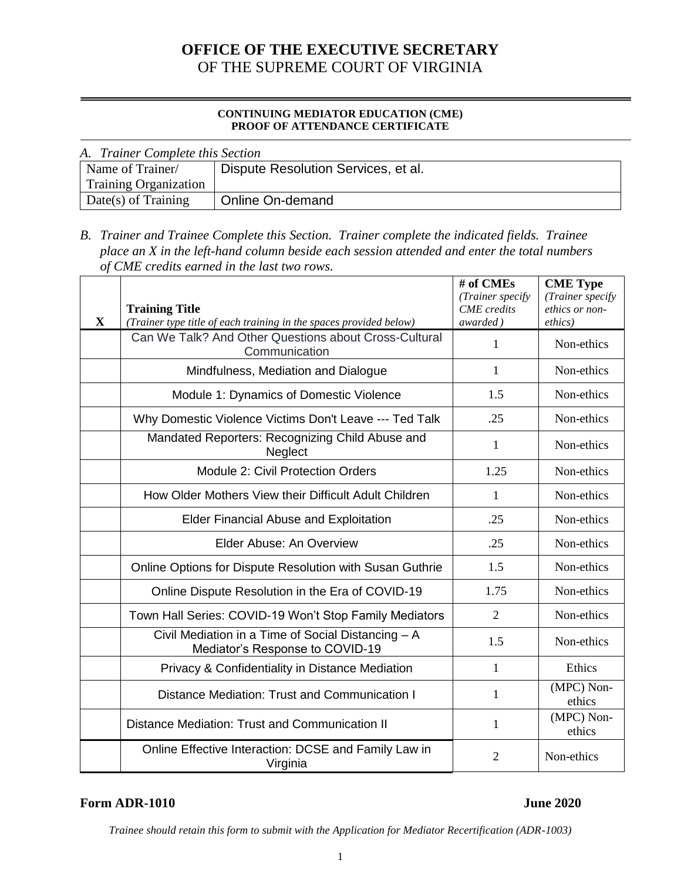# OFFICE OF THE EXECUTIVE SECRETARY
## OF THE SUPREME COURT OF VIRGINIA

**CONTINUING MEDIATOR EDUCATION (CME)**
**PROOF OF ATTENDANCE CERTIFICATE**

*A. Trainer Complete this Section*

| Name of Trainer/ Training Organization | Dispute Resolution Services, et al. |
|---|---|
| Date(s) of Training | Online On-demand |

*B. Trainer and Trainee Complete this Section. Trainer complete the indicated fields. Trainee place an X in the left-hand column beside each session attended and enter the total numbers of CME credits earned in the last two rows.*

| X | **Training Title** *(Trainer type title of each training in the spaces provided below)* | **# of CMEs** *(Trainer specify CME credits awarded )* | **CME Type** *(Trainer specify ethics or non-ethics)* |
|---|---|---|---|
| | Can We Talk? And Other Questions about Cross-Cultural Communication | 1 | Non-ethics |
| | Mindfulness, Mediation and Dialogue | 1 | Non-ethics |
| | Module 1: Dynamics of Domestic Violence | 1.5 | Non-ethics |
| | Why Domestic Violence Victims Don't Leave --- Ted Talk | .25 | Non-ethics |
| | Mandated Reporters: Recognizing Child Abuse and Neglect | 1 | Non-ethics |
| | Module 2: Civil Protection Orders | 1.25 | Non-ethics |
| | How Older Mothers View their Difficult Adult Children | 1 | Non-ethics |
| | Elder Financial Abuse and Exploitation | .25 | Non-ethics |
| | Elder Abuse: An Overview | .25 | Non-ethics |
| | Online Options for Dispute Resolution with Susan Guthrie | 1.5 | Non-ethics |
| | Online Dispute Resolution in the Era of COVID-19 | 1.75 | Non-ethics |
| | Town Hall Series: COVID-19 Won't Stop Family Mediators | 2 | Non-ethics |
| | Civil Mediation in a Time of Social Distancing – A Mediator's Response to COVID-19 | 1.5 | Non-ethics |
| | Privacy & Confidentiality in Distance Mediation | 1 | Ethics |
| | Distance Mediation: Trust and Communication I | 1 | (MPC) Non-ethics |
| | Distance Mediation: Trust and Communication II | 1 | (MPC) Non-ethics |
| | Online Effective Interaction: DCSE and Family Law in Virginia | 2 | Non-ethics |

**Form ADR-1010** **June 2020**

*Trainee should retain this form to submit with the Application for Mediator Recertification (ADR-1003)*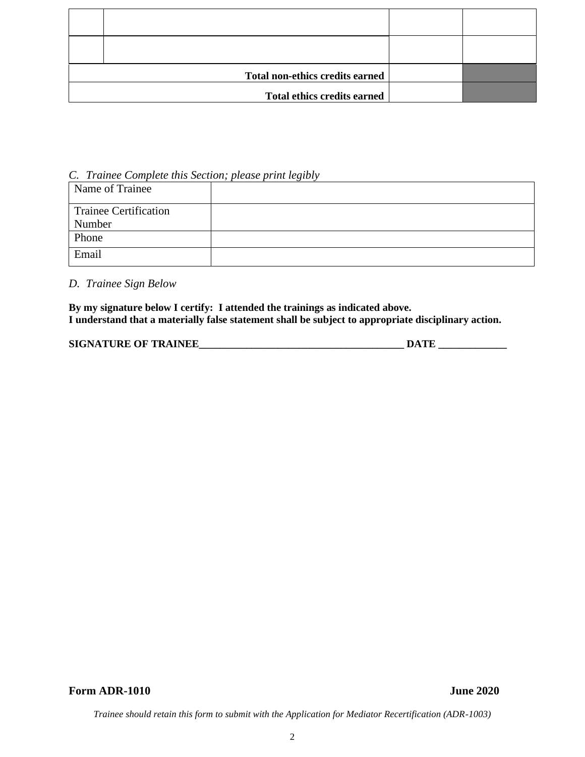| | | | |
|---|---|---|---|
| | | | |
| | | | |
| | **Total non-ethics credits earned** | | |
| | **Total ethics credits earned** | | |

*C. Trainee Complete this Section; please print legibly*

| | |
|---|---|
| Name of Trainee | |
| Trainee Certification Number | |
| Phone | |
| Email | |

*D. Trainee Sign Below*

**By my signature below I certify: I attended the trainings as indicated above.**
**I understand that a materially false statement shall be subject to appropriate disciplinary action.**

**SIGNATURE OF TRAINEE________________________________________ DATE _____________**

**Form ADR-1010** **June 2020**

*Trainee should retain this form to submit with the Application for Mediator Recertification (ADR-1003)*